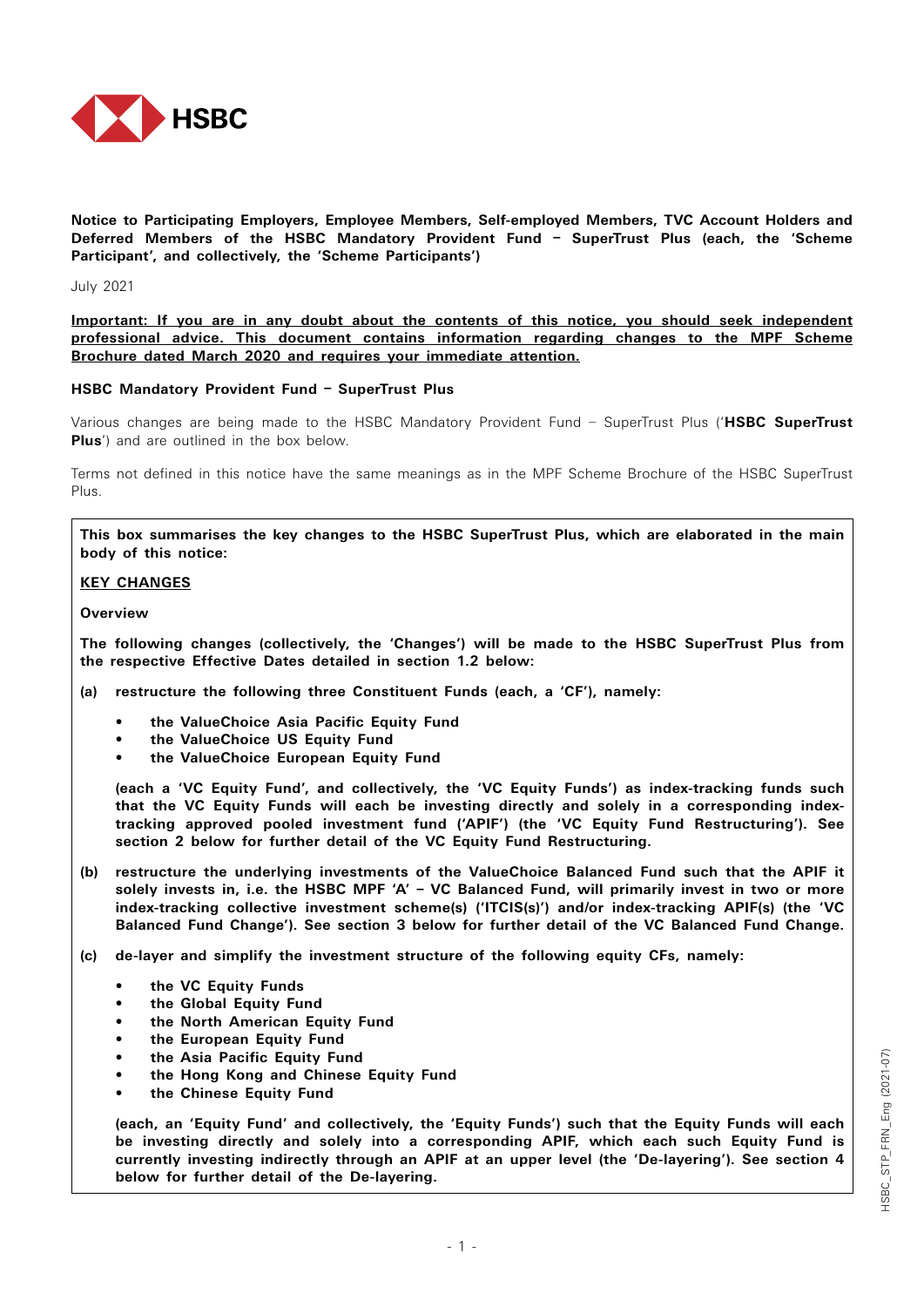**Notice to Participating Employers, Employee Members, Self-employed Members, TVC Account Holders and Deferred Members of the HSBC Mandatory Provident Fund – SuperTrust Plus (each, the 'Scheme Participant', and collectively, the 'Scheme Participants')**

July 2021

**Important: If you are in any doubt about the contents of this notice, you should seek independent professional advice. This document contains information regarding changes to the MPF Scheme Brochure dated March 2020 and requires your immediate attention.**

**HSBC Mandatory Provident Fund – SuperTrust Plus**

Various changes are being made to the HSBC Mandatory Provident Fund – SuperTrust Plus ('**HSBC SuperTrust Plus**') and are outlined in the box below.

Terms not defined in this notice have the same meanings as in the MPF Scheme Brochure of the HSBC SuperTrust Plus.

**This box summarises the key changes to the HSBC SuperTrust Plus, which are elaborated in the main body of this notice:**

**KEY CHANGES**

**Overview**

**The following changes (collectively, the 'Changes') will be made to the HSBC SuperTrust Plus from the respective Effective Dates detailed in section 1.2 below:**

**(a) restructure the following three Constituent Funds (each, a 'CF'), namely:**

- **the ValueChoice Asia Pacific Equity Fund**
- **the ValueChoice US Equity Fund**
- **the ValueChoice European Equity Fund**

**(each a 'VC Equity Fund', and collectively, the 'VC Equity Funds') as index-tracking funds such that the VC Equity Funds will each be investing directly and solely in a corresponding index-tracking approved pooled investment fund ('APIF') (the 'VC Equity Fund Restructuring'). See section 2 below for further detail of the VC Equity Fund Restructuring.**

**(b) restructure the underlying investments of the ValueChoice Balanced Fund such that the APIF it solely invests in, i.e. the HSBC MPF 'A' – VC Balanced Fund, will primarily invest in two or more index-tracking collective investment scheme(s) ('ITCIS(s)') and/or index-tracking APIF(s) (the 'VC Balanced Fund Change'). See section 3 below for further detail of the VC Balanced Fund Change.**

**(c) de-layer and simplify the investment structure of the following equity CFs, namely:**

- **the VC Equity Funds**
- **the Global Equity Fund**
- **the North American Equity Fund**
- **the European Equity Fund**
- **the Asia Pacific Equity Fund**
- **the Hong Kong and Chinese Equity Fund**
- **the Chinese Equity Fund**

**(each, an 'Equity Fund' and collectively, the 'Equity Funds') such that the Equity Funds will each be investing directly and solely into a corresponding APIF, which each such Equity Fund is currently investing indirectly through an APIF at an upper level (the 'De-layering'). See section 4 below for further detail of the De-layering.**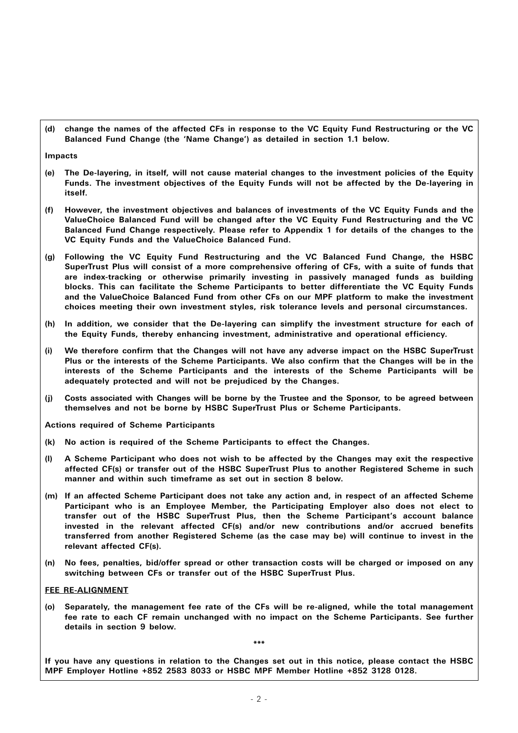**(d) change the names of the affected CFs in response to the VC Equity Fund Restructuring or the VC Balanced Fund Change (the 'Name Change') as detailed in section 1.1 below.**

**Impacts**

**(e) The De-layering, in itself, will not cause material changes to the investment policies of the Equity Funds. The investment objectives of the Equity Funds will not be affected by the De-layering in itself.**

**(f) However, the investment objectives and balances of investments of the VC Equity Funds and the ValueChoice Balanced Fund will be changed after the VC Equity Fund Restructuring and the VC Balanced Fund Change respectively. Please refer to Appendix 1 for details of the changes to the VC Equity Funds and the ValueChoice Balanced Fund.**

**(g) Following the VC Equity Fund Restructuring and the VC Balanced Fund Change, the HSBC SuperTrust Plus will consist of a more comprehensive offering of CFs, with a suite of funds that are index-tracking or otherwise primarily investing in passively managed funds as building blocks. This can facilitate the Scheme Participants to better differentiate the VC Equity Funds and the ValueChoice Balanced Fund from other CFs on our MPF platform to make the investment choices meeting their own investment styles, risk tolerance levels and personal circumstances.**

**(h) In addition, we consider that the De-layering can simplify the investment structure for each of the Equity Funds, thereby enhancing investment, administrative and operational efficiency.**

**(i) We therefore confirm that the Changes will not have any adverse impact on the HSBC SuperTrust Plus or the interests of the Scheme Participants. We also confirm that the Changes will be in the interests of the Scheme Participants and the interests of the Scheme Participants will be adequately protected and will not be prejudiced by the Changes.**

**(j) Costs associated with Changes will be borne by the Trustee and the Sponsor, to be agreed between themselves and not be borne by HSBC SuperTrust Plus or Scheme Participants.**

**Actions required of Scheme Participants**

**(k) No action is required of the Scheme Participants to effect the Changes.**

**(l) A Scheme Participant who does not wish to be affected by the Changes may exit the respective affected CF(s) or transfer out of the HSBC SuperTrust Plus to another Registered Scheme in such manner and within such timeframe as set out in section 8 below.**

**(m) If an affected Scheme Participant does not take any action and, in respect of an affected Scheme Participant who is an Employee Member, the Participating Employer also does not elect to transfer out of the HSBC SuperTrust Plus, then the Scheme Participant's account balance invested in the relevant affected CF(s) and/or new contributions and/or accrued benefits transferred from another Registered Scheme (as the case may be) will continue to invest in the relevant affected CF(s).**

**(n) No fees, penalties, bid/offer spread or other transaction costs will be charged or imposed on any switching between CFs or transfer out of the HSBC SuperTrust Plus.**

**FEE RE-ALIGNMENT**

**(o) Separately, the management fee rate of the CFs will be re-aligned, while the total management fee rate to each CF remain unchanged with no impact on the Scheme Participants. See further details in section 9 below.**

***

**If you have any questions in relation to the Changes set out in this notice, please contact the HSBC MPF Employer Hotline +852 2583 8033 or HSBC MPF Member Hotline +852 3128 0128.**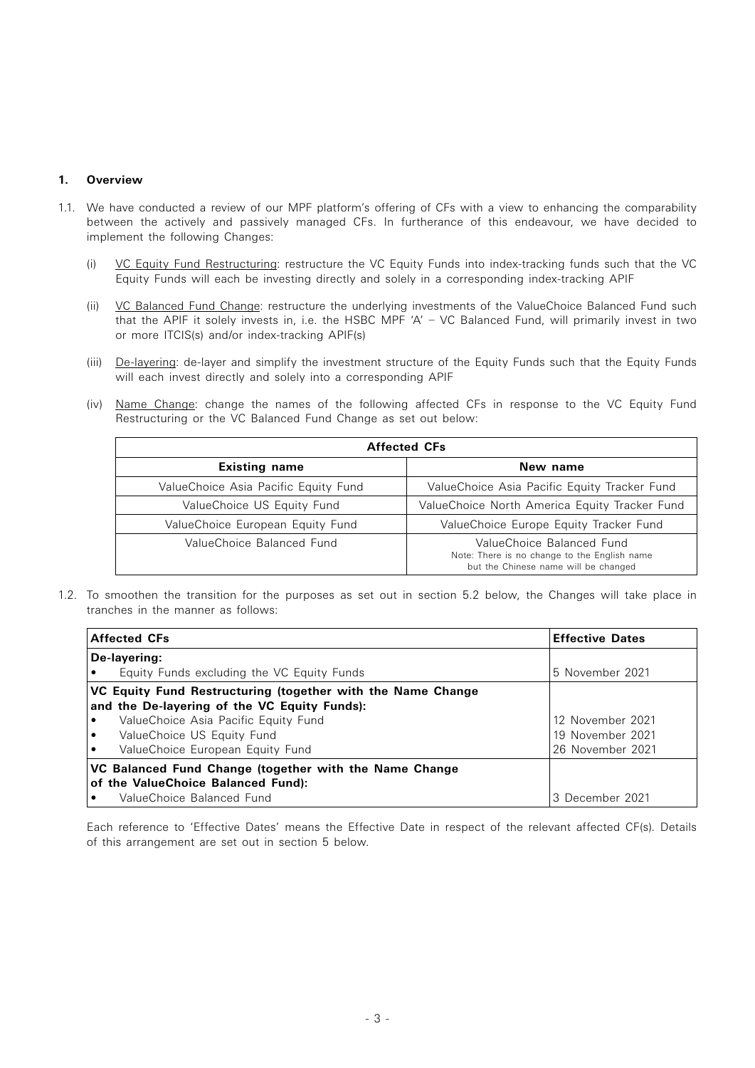## 1. Overview

1.1. We have conducted a review of our MPF platform's offering of CFs with a view to enhancing the comparability between the actively and passively managed CFs. In furtherance of this endeavour, we have decided to implement the following Changes:

(i) VC Equity Fund Restructuring: restructure the VC Equity Funds into index-tracking funds such that the VC Equity Funds will each be investing directly and solely in a corresponding index-tracking APIF

(ii) VC Balanced Fund Change: restructure the underlying investments of the ValueChoice Balanced Fund such that the APIF it solely invests in, i.e. the HSBC MPF 'A' – VC Balanced Fund, will primarily invest in two or more ITCIS(s) and/or index-tracking APIF(s)

(iii) De-layering: de-layer and simplify the investment structure of the Equity Funds such that the Equity Funds will each invest directly and solely into a corresponding APIF

(iv) Name Change: change the names of the following affected CFs in response to the VC Equity Fund Restructuring or the VC Balanced Fund Change as set out below:

| **Affected CFs** | |
|---|---|
| **Existing name** | **New name** |
| ValueChoice Asia Pacific Equity Fund | ValueChoice Asia Pacific Equity Tracker Fund |
| ValueChoice US Equity Fund | ValueChoice North America Equity Tracker Fund |
| ValueChoice European Equity Fund | ValueChoice Europe Equity Tracker Fund |
| ValueChoice Balanced Fund | ValueChoice Balanced Fund<br>Note: There is no change to the English name but the Chinese name will be changed |

1.2. To smoothen the transition for the purposes as set out in section 5.2 below, the Changes will take place in tranches in the manner as follows:

| **Affected CFs** | **Effective Dates** |
|---|---|
| **De-layering:** | |
| • Equity Funds excluding the VC Equity Funds | 5 November 2021 |
| **VC Equity Fund Restructuring (together with the Name Change and the De-layering of the VC Equity Funds):** | |
| • ValueChoice Asia Pacific Equity Fund | 12 November 2021 |
| • ValueChoice US Equity Fund | 19 November 2021 |
| • ValueChoice European Equity Fund | 26 November 2021 |
| **VC Balanced Fund Change (together with the Name Change of the ValueChoice Balanced Fund):** | |
| • ValueChoice Balanced Fund | 3 December 2021 |

Each reference to 'Effective Dates' means the Effective Date in respect of the relevant affected CF(s). Details of this arrangement are set out in section 5 below.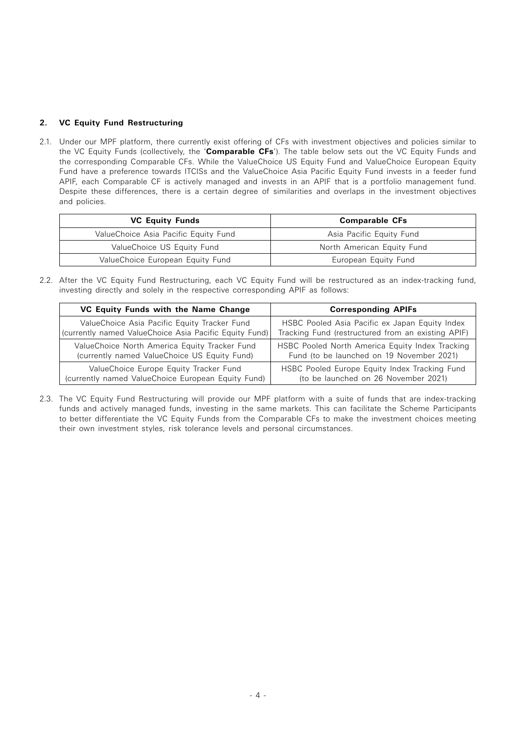## 2. VC Equity Fund Restructuring

2.1. Under our MPF platform, there currently exist offering of CFs with investment objectives and policies similar to the VC Equity Funds (collectively, the '**Comparable CFs**'). The table below sets out the VC Equity Funds and the corresponding Comparable CFs. While the ValueChoice US Equity Fund and ValueChoice European Equity Fund have a preference towards ITCISs and the ValueChoice Asia Pacific Equity Fund invests in a feeder fund APIF, each Comparable CF is actively managed and invests in an APIF that is a portfolio management fund. Despite these differences, there is a certain degree of similarities and overlaps in the investment objectives and policies.

| VC Equity Funds | Comparable CFs |
| --- | --- |
| ValueChoice Asia Pacific Equity Fund | Asia Pacific Equity Fund |
| ValueChoice US Equity Fund | North American Equity Fund |
| ValueChoice European Equity Fund | European Equity Fund |

2.2. After the VC Equity Fund Restructuring, each VC Equity Fund will be restructured as an index-tracking fund, investing directly and solely in the respective corresponding APIF as follows:

| VC Equity Funds with the Name Change | Corresponding APIFs |
| --- | --- |
| ValueChoice Asia Pacific Equity Tracker Fund (currently named ValueChoice Asia Pacific Equity Fund) | HSBC Pooled Asia Pacific ex Japan Equity Index Tracking Fund (restructured from an existing APIF) |
| ValueChoice North America Equity Tracker Fund (currently named ValueChoice US Equity Fund) | HSBC Pooled North America Equity Index Tracking Fund (to be launched on 19 November 2021) |
| ValueChoice Europe Equity Tracker Fund (currently named ValueChoice European Equity Fund) | HSBC Pooled Europe Equity Index Tracking Fund (to be launched on 26 November 2021) |

2.3. The VC Equity Fund Restructuring will provide our MPF platform with a suite of funds that are index-tracking funds and actively managed funds, investing in the same markets. This can facilitate the Scheme Participants to better differentiate the VC Equity Funds from the Comparable CFs to make the investment choices meeting their own investment styles, risk tolerance levels and personal circumstances.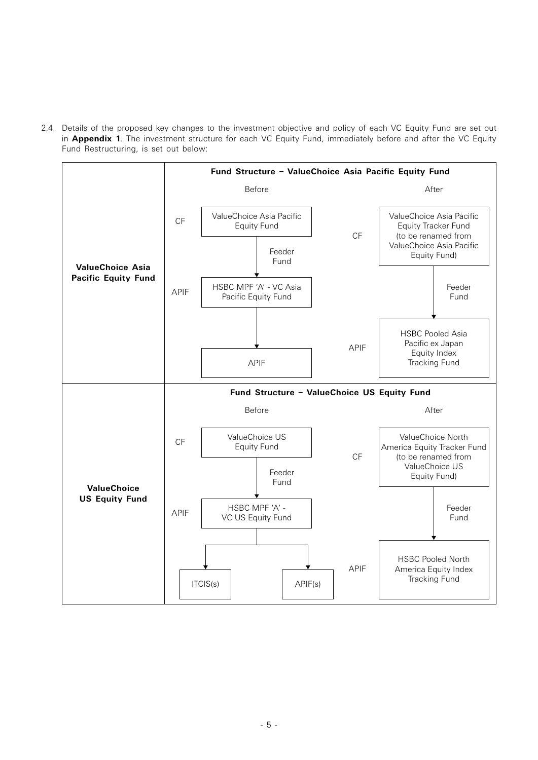2.4. Details of the proposed key changes to the investment objective and policy of each VC Equity Fund are set out in **Appendix 1**. The investment structure for each VC Equity Fund, immediately before and after the VC Equity Fund Restructuring, is set out below:

| | Fund Structure – ValueChoice Asia Pacific Equity Fund |
|---|---|
| **ValueChoice Asia Pacific Equity Fund** | **Before:**<br>CF: ValueChoice Asia Pacific Equity Fund<br>↓ Feeder Fund<br>APIF: HSBC MPF 'A' - VC Asia Pacific Equity Fund<br>↓<br>APIF<br><br>**After:**<br>CF: ValueChoice Asia Pacific Equity Tracker Fund (to be renamed from ValueChoice Asia Pacific Equity Fund)<br>↓ Feeder Fund<br>APIF: HSBC Pooled Asia Pacific ex Japan Equity Index Tracking Fund |

| | Fund Structure – ValueChoice US Equity Fund |
|---|---|
| **ValueChoice US Equity Fund** | **Before:**<br>CF: ValueChoice US Equity Fund<br>↓ Feeder Fund<br>APIF: HSBC MPF 'A' - VC US Equity Fund<br>↓<br>ITCIS(s) / APIF(s)<br><br>**After:**<br>CF: ValueChoice North America Equity Tracker Fund (to be renamed from ValueChoice US Equity Fund)<br>↓ Feeder Fund<br>APIF: HSBC Pooled North America Equity Index Tracking Fund |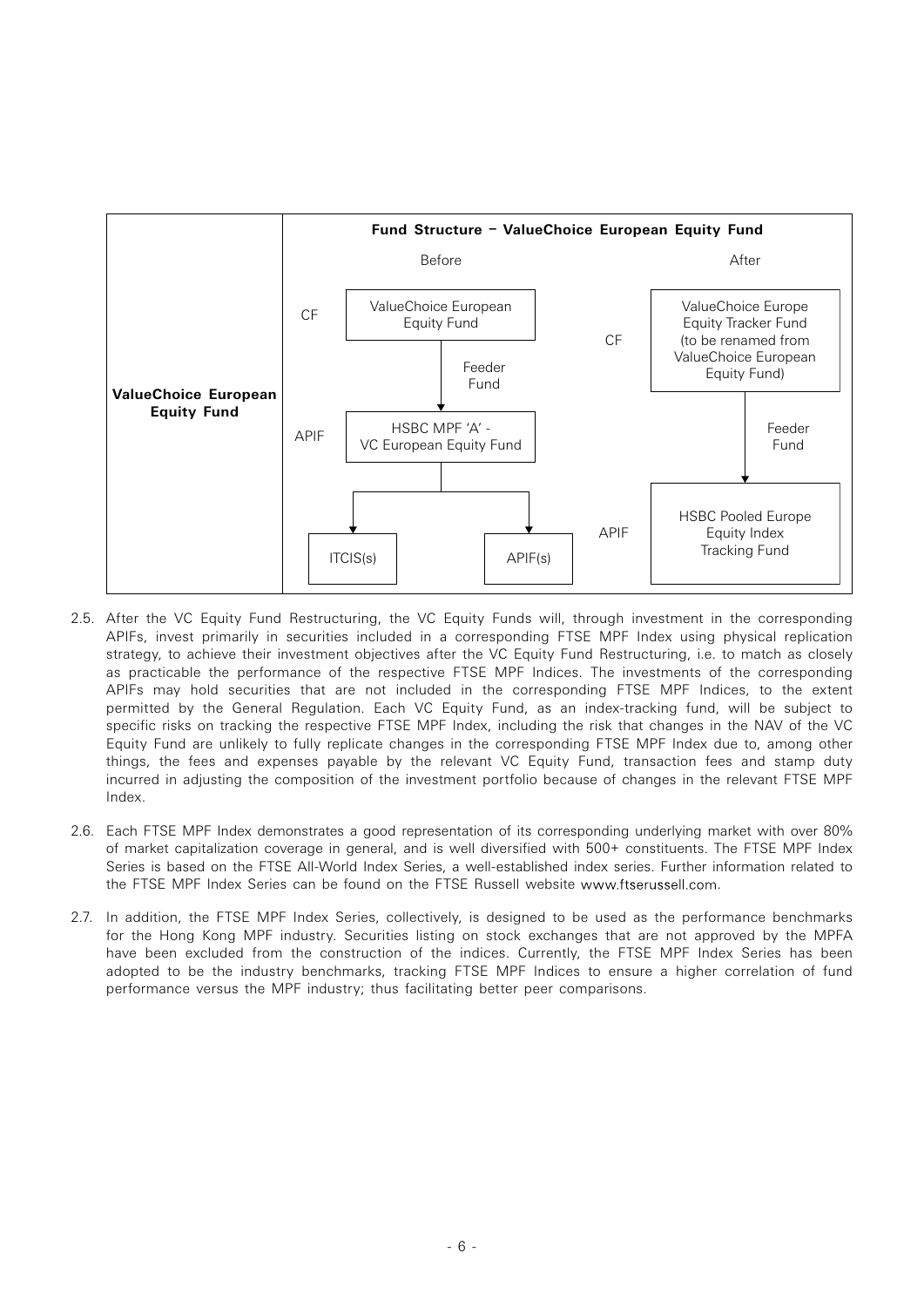| | Fund Structure – ValueChoice European Equity Fund | |
|---|---|---|
| | **Before** | **After** |
| **ValueChoice European Equity Fund** | CF: ValueChoice European Equity Fund<br>↓ Feeder Fund<br>APIF: HSBC MPF 'A' - VC European Equity Fund<br>↓ ITCIS(s) / APIF(s) | CF: ValueChoice Europe Equity Tracker Fund (to be renamed from ValueChoice European Equity Fund)<br>↓ Feeder Fund<br>APIF: HSBC Pooled Europe Equity Index Tracking Fund |

2.5. After the VC Equity Fund Restructuring, the VC Equity Funds will, through investment in the corresponding APIFs, invest primarily in securities included in a corresponding FTSE MPF Index using physical replication strategy, to achieve their investment objectives after the VC Equity Fund Restructuring, i.e. to match as closely as practicable the performance of the respective FTSE MPF Indices. The investments of the corresponding APIFs may hold securities that are not included in the corresponding FTSE MPF Indices, to the extent permitted by the General Regulation. Each VC Equity Fund, as an index-tracking fund, will be subject to specific risks on tracking the respective FTSE MPF Index, including the risk that changes in the NAV of the VC Equity Fund are unlikely to fully replicate changes in the corresponding FTSE MPF Index due to, among other things, the fees and expenses payable by the relevant VC Equity Fund, transaction fees and stamp duty incurred in adjusting the composition of the investment portfolio because of changes in the relevant FTSE MPF Index.

2.6. Each FTSE MPF Index demonstrates a good representation of its corresponding underlying market with over 80% of market capitalization coverage in general, and is well diversified with 500+ constituents. The FTSE MPF Index Series is based on the FTSE All-World Index Series, a well-established index series. Further information related to the FTSE MPF Index Series can be found on the FTSE Russell website www.ftserussell.com.

2.7. In addition, the FTSE MPF Index Series, collectively, is designed to be used as the performance benchmarks for the Hong Kong MPF industry. Securities listing on stock exchanges that are not approved by the MPFA have been excluded from the construction of the indices. Currently, the FTSE MPF Index Series has been adopted to be the industry benchmarks, tracking FTSE MPF Indices to ensure a higher correlation of fund performance versus the MPF industry; thus facilitating better peer comparisons.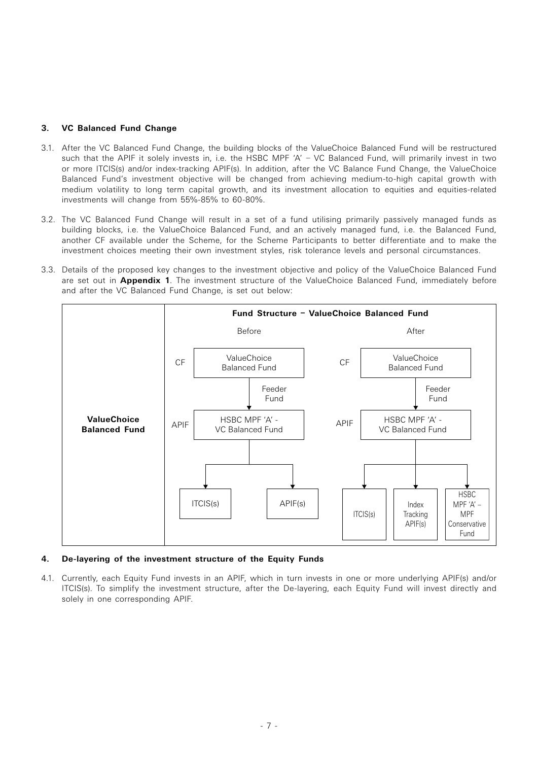### 3. VC Balanced Fund Change

3.1. After the VC Balanced Fund Change, the building blocks of the ValueChoice Balanced Fund will be restructured such that the APIF it solely invests in, i.e. the HSBC MPF 'A' – VC Balanced Fund, will primarily invest in two or more ITCIS(s) and/or index-tracking APIF(s). In addition, after the VC Balance Fund Change, the ValueChoice Balanced Fund's investment objective will be changed from achieving medium-to-high capital growth with medium volatility to long term capital growth, and its investment allocation to equities and equities-related investments will change from 55%-85% to 60-80%.

3.2. The VC Balanced Fund Change will result in a set of a fund utilising primarily passively managed funds as building blocks, i.e. the ValueChoice Balanced Fund, and an actively managed fund, i.e. the Balanced Fund, another CF available under the Scheme, for the Scheme Participants to better differentiate and to make the investment choices meeting their own investment styles, risk tolerance levels and personal circumstances.

3.3. Details of the proposed key changes to the investment objective and policy of the ValueChoice Balanced Fund are set out in **Appendix 1**. The investment structure of the ValueChoice Balanced Fund, immediately before and after the VC Balanced Fund Change, is set out below:

| | Fund Structure – ValueChoice Balanced Fund | |
|---|---|---|
| | **Before** | **After** |
| **ValueChoice Balanced Fund** | CF: ValueChoice Balanced Fund → (Feeder Fund) → APIF: HSBC MPF 'A' - VC Balanced Fund → ITCIS(s); APIF(s) | CF: ValueChoice Balanced Fund → (Feeder Fund) → APIF: HSBC MPF 'A' - VC Balanced Fund → ITCIS(s); Index Tracking APIF(s); HSBC MPF 'A' – MPF Conservative Fund |

### 4. De-layering of the investment structure of the Equity Funds

4.1. Currently, each Equity Fund invests in an APIF, which in turn invests in one or more underlying APIF(s) and/or ITCIS(s). To simplify the investment structure, after the De-layering, each Equity Fund will invest directly and solely in one corresponding APIF.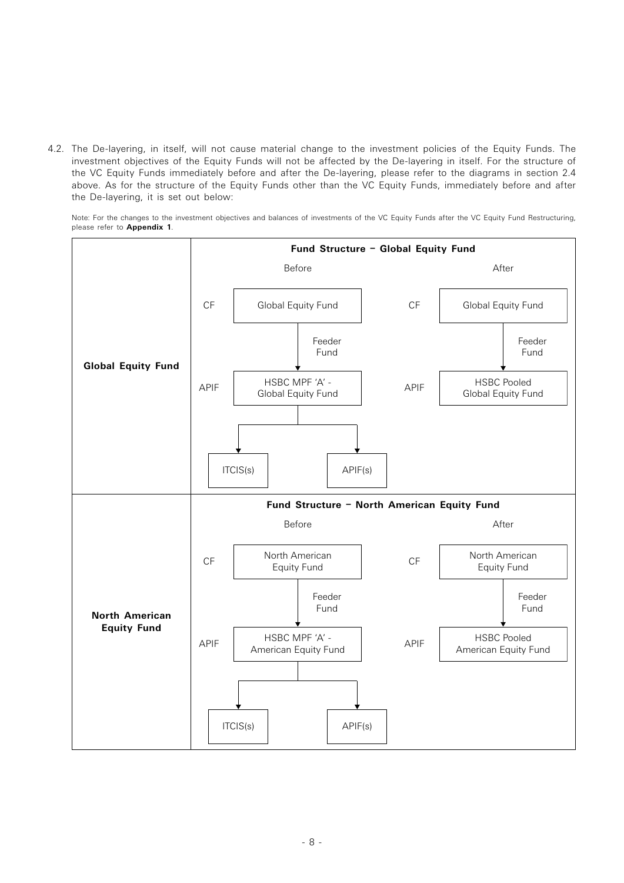4.2. The De-layering, in itself, will not cause material change to the investment policies of the Equity Funds. The investment objectives of the Equity Funds will not be affected by the De-layering in itself. For the structure of the VC Equity Funds immediately before and after the De-layering, please refer to the diagrams in section 2.4 above. As for the structure of the Equity Funds other than the VC Equity Funds, immediately before and after the De-layering, it is set out below:

Note: For the changes to the investment objectives and balances of investments of the VC Equity Funds after the VC Equity Fund Restructuring, please refer to **Appendix 1**.

| | Fund Structure – Global Equity Fund | |
|---|---|---|
| | **Before** | **After** |
| **Global Equity Fund** | CF: Global Equity Fund<br>↓ Feeder Fund<br>APIF: HSBC MPF 'A' - Global Equity Fund<br>↓ ITCIS(s) ↓ APIF(s) | CF: Global Equity Fund<br>↓ Feeder Fund<br>APIF: HSBC Pooled Global Equity Fund |

| | Fund Structure – North American Equity Fund | |
|---|---|---|
| | **Before** | **After** |
| **North American Equity Fund** | CF: North American Equity Fund<br>↓ Feeder Fund<br>APIF: HSBC MPF 'A' - American Equity Fund<br>↓ ITCIS(s) ↓ APIF(s) | CF: North American Equity Fund<br>↓ Feeder Fund<br>APIF: HSBC Pooled American Equity Fund |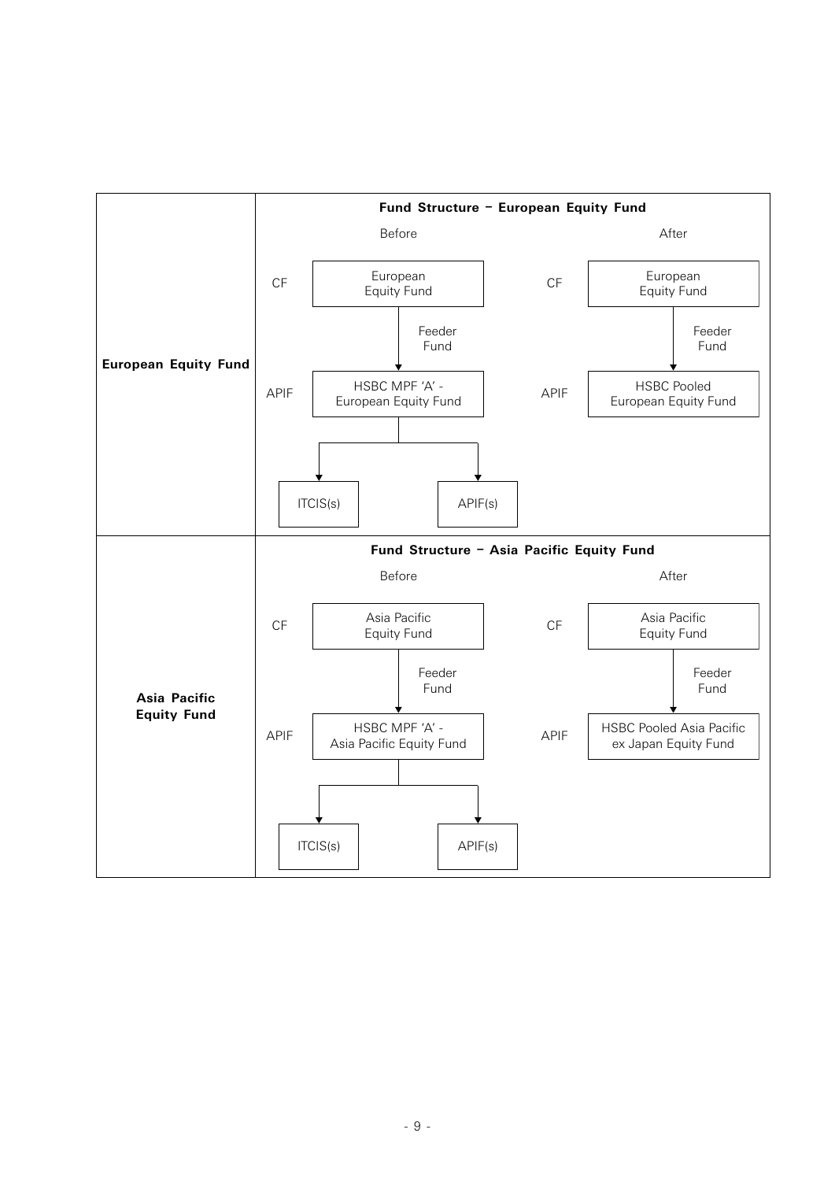| | |
|---|---|
| **European Equity Fund** | **Fund Structure – European Equity Fund**<br><br>**Before**<br>CF: European Equity Fund<br>↓ Feeder Fund<br>APIF: HSBC MPF 'A' - European Equity Fund<br>↓ ITCIS(s) / APIF(s)<br><br>**After**<br>CF: European Equity Fund<br>↓ Feeder Fund<br>APIF: HSBC Pooled European Equity Fund |
| **Asia Pacific Equity Fund** | **Fund Structure – Asia Pacific Equity Fund**<br><br>**Before**<br>CF: Asia Pacific Equity Fund<br>↓ Feeder Fund<br>APIF: HSBC MPF 'A' - Asia Pacific Equity Fund<br>↓ ITCIS(s) / APIF(s)<br><br>**After**<br>CF: Asia Pacific Equity Fund<br>↓ Feeder Fund<br>APIF: HSBC Pooled Asia Pacific ex Japan Equity Fund |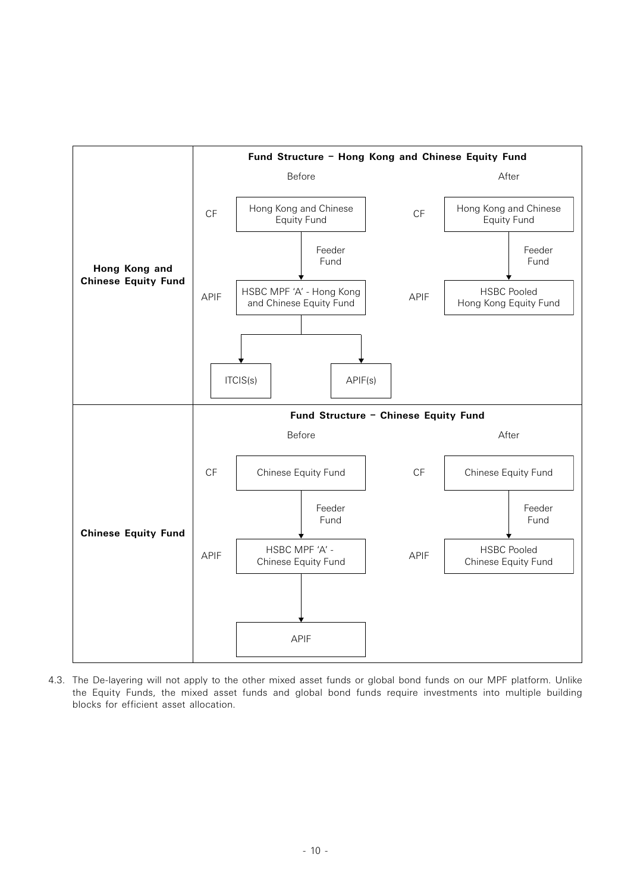| | Fund Structure – Hong Kong and Chinese Equity Fund | |
|---|---|---|
| | **Before** | **After** |
| **Hong Kong and Chinese Equity Fund** | CF: Hong Kong and Chinese Equity Fund<br>↓ Feeder Fund<br>APIF: HSBC MPF 'A' - Hong Kong and Chinese Equity Fund<br>↓<br>ITCIS(s) / APIF(s) | CF: Hong Kong and Chinese Equity Fund<br>↓ Feeder Fund<br>APIF: HSBC Pooled Hong Kong Equity Fund |

| | Fund Structure – Chinese Equity Fund | |
|---|---|---|
| | **Before** | **After** |
| **Chinese Equity Fund** | CF: Chinese Equity Fund<br>↓ Feeder Fund<br>APIF: HSBC MPF 'A' - Chinese Equity Fund<br>↓<br>APIF | CF: Chinese Equity Fund<br>↓ Feeder Fund<br>APIF: HSBC Pooled Chinese Equity Fund |

4.3. The De-layering will not apply to the other mixed asset funds or global bond funds on our MPF platform. Unlike the Equity Funds, the mixed asset funds and global bond funds require investments into multiple building blocks for efficient asset allocation.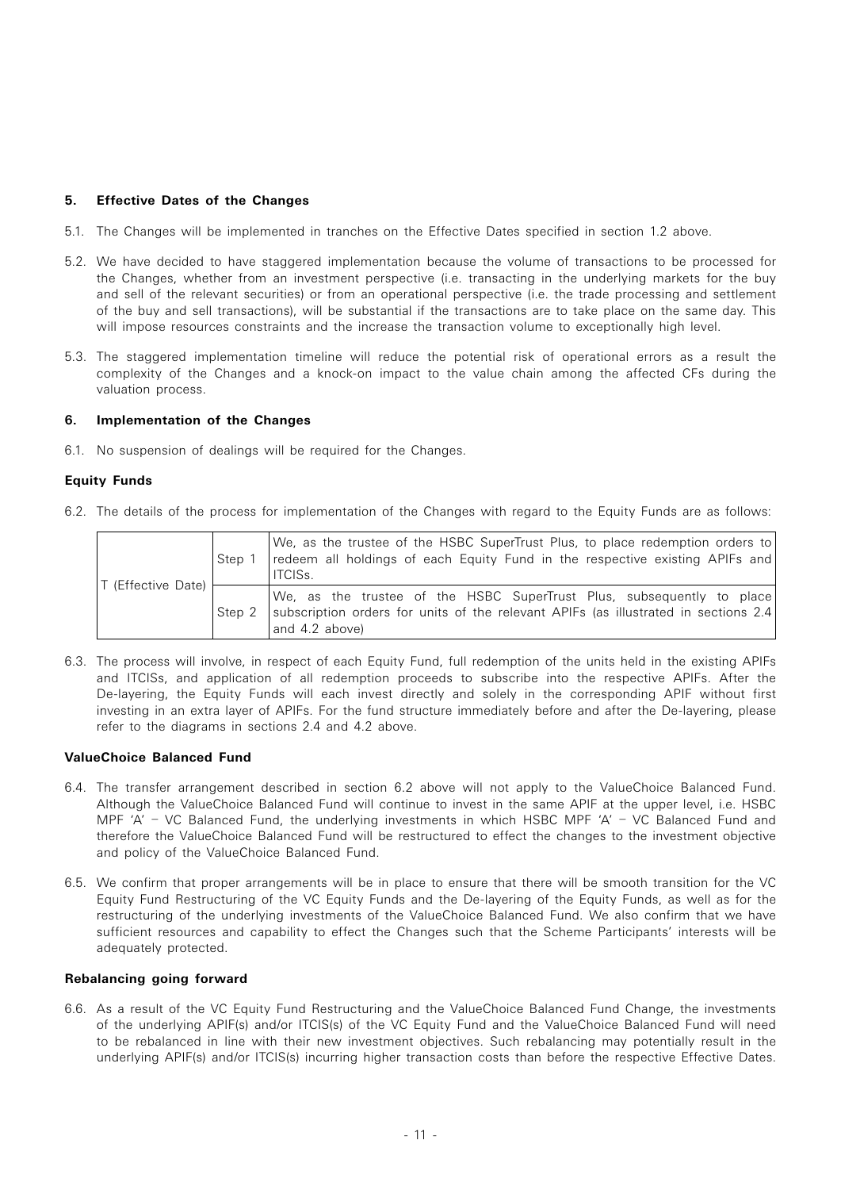## 5. Effective Dates of the Changes

5.1. The Changes will be implemented in tranches on the Effective Dates specified in section 1.2 above.

5.2. We have decided to have staggered implementation because the volume of transactions to be processed for the Changes, whether from an investment perspective (i.e. transacting in the underlying markets for the buy and sell of the relevant securities) or from an operational perspective (i.e. the trade processing and settlement of the buy and sell transactions), will be substantial if the transactions are to take place on the same day. This will impose resources constraints and the increase the transaction volume to exceptionally high level.

5.3. The staggered implementation timeline will reduce the potential risk of operational errors as a result the complexity of the Changes and a knock-on impact to the value chain among the affected CFs during the valuation process.

## 6. Implementation of the Changes

6.1. No suspension of dealings will be required for the Changes.

### Equity Funds

6.2. The details of the process for implementation of the Changes with regard to the Equity Funds are as follows:

| | | |
|---|---|---|
| T (Effective Date) | Step 1 | We, as the trustee of the HSBC SuperTrust Plus, to place redemption orders to redeem all holdings of each Equity Fund in the respective existing APIFs and ITCISs. |
| | Step 2 | We, as the trustee of the HSBC SuperTrust Plus, subsequently to place subscription orders for units of the relevant APIFs (as illustrated in sections 2.4 and 4.2 above) |

6.3. The process will involve, in respect of each Equity Fund, full redemption of the units held in the existing APIFs and ITCISs, and application of all redemption proceeds to subscribe into the respective APIFs. After the De-layering, the Equity Funds will each invest directly and solely in the corresponding APIF without first investing in an extra layer of APIFs. For the fund structure immediately before and after the De-layering, please refer to the diagrams in sections 2.4 and 4.2 above.

### ValueChoice Balanced Fund

6.4. The transfer arrangement described in section 6.2 above will not apply to the ValueChoice Balanced Fund. Although the ValueChoice Balanced Fund will continue to invest in the same APIF at the upper level, i.e. HSBC MPF 'A' – VC Balanced Fund, the underlying investments in which HSBC MPF 'A' – VC Balanced Fund and therefore the ValueChoice Balanced Fund will be restructured to effect the changes to the investment objective and policy of the ValueChoice Balanced Fund.

6.5. We confirm that proper arrangements will be in place to ensure that there will be smooth transition for the VC Equity Fund Restructuring of the VC Equity Funds and the De-layering of the Equity Funds, as well as for the restructuring of the underlying investments of the ValueChoice Balanced Fund. We also confirm that we have sufficient resources and capability to effect the Changes such that the Scheme Participants' interests will be adequately protected.

### Rebalancing going forward

6.6. As a result of the VC Equity Fund Restructuring and the ValueChoice Balanced Fund Change, the investments of the underlying APIF(s) and/or ITCIS(s) of the VC Equity Fund and the ValueChoice Balanced Fund will need to be rebalanced in line with their new investment objectives. Such rebalancing may potentially result in the underlying APIF(s) and/or ITCIS(s) incurring higher transaction costs than before the respective Effective Dates.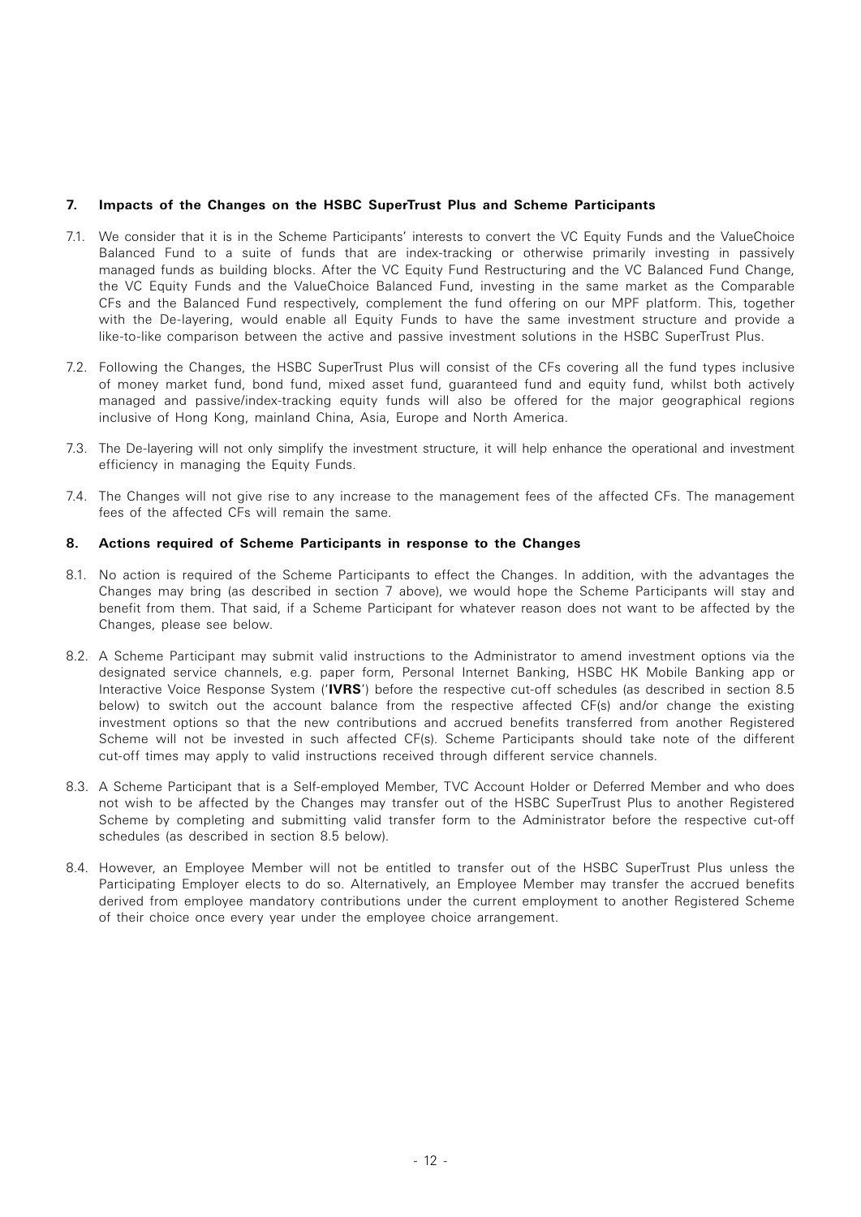## 7. Impacts of the Changes on the HSBC SuperTrust Plus and Scheme Participants

7.1. We consider that it is in the Scheme Participants' interests to convert the VC Equity Funds and the ValueChoice Balanced Fund to a suite of funds that are index-tracking or otherwise primarily investing in passively managed funds as building blocks. After the VC Equity Fund Restructuring and the VC Balanced Fund Change, the VC Equity Funds and the ValueChoice Balanced Fund, investing in the same market as the Comparable CFs and the Balanced Fund respectively, complement the fund offering on our MPF platform. This, together with the De-layering, would enable all Equity Funds to have the same investment structure and provide a like-to-like comparison between the active and passive investment solutions in the HSBC SuperTrust Plus.

7.2. Following the Changes, the HSBC SuperTrust Plus will consist of the CFs covering all the fund types inclusive of money market fund, bond fund, mixed asset fund, guaranteed fund and equity fund, whilst both actively managed and passive/index-tracking equity funds will also be offered for the major geographical regions inclusive of Hong Kong, mainland China, Asia, Europe and North America.

7.3. The De-layering will not only simplify the investment structure, it will help enhance the operational and investment efficiency in managing the Equity Funds.

7.4. The Changes will not give rise to any increase to the management fees of the affected CFs. The management fees of the affected CFs will remain the same.

## 8. Actions required of Scheme Participants in response to the Changes

8.1. No action is required of the Scheme Participants to effect the Changes. In addition, with the advantages the Changes may bring (as described in section 7 above), we would hope the Scheme Participants will stay and benefit from them. That said, if a Scheme Participant for whatever reason does not want to be affected by the Changes, please see below.

8.2. A Scheme Participant may submit valid instructions to the Administrator to amend investment options via the designated service channels, e.g. paper form, Personal Internet Banking, HSBC HK Mobile Banking app or Interactive Voice Response System ('**IVRS**') before the respective cut-off schedules (as described in section 8.5 below) to switch out the account balance from the respective affected CF(s) and/or change the existing investment options so that the new contributions and accrued benefits transferred from another Registered Scheme will not be invested in such affected CF(s). Scheme Participants should take note of the different cut-off times may apply to valid instructions received through different service channels.

8.3. A Scheme Participant that is a Self-employed Member, TVC Account Holder or Deferred Member and who does not wish to be affected by the Changes may transfer out of the HSBC SuperTrust Plus to another Registered Scheme by completing and submitting valid transfer form to the Administrator before the respective cut-off schedules (as described in section 8.5 below).

8.4. However, an Employee Member will not be entitled to transfer out of the HSBC SuperTrust Plus unless the Participating Employer elects to do so. Alternatively, an Employee Member may transfer the accrued benefits derived from employee mandatory contributions under the current employment to another Registered Scheme of their choice once every year under the employee choice arrangement.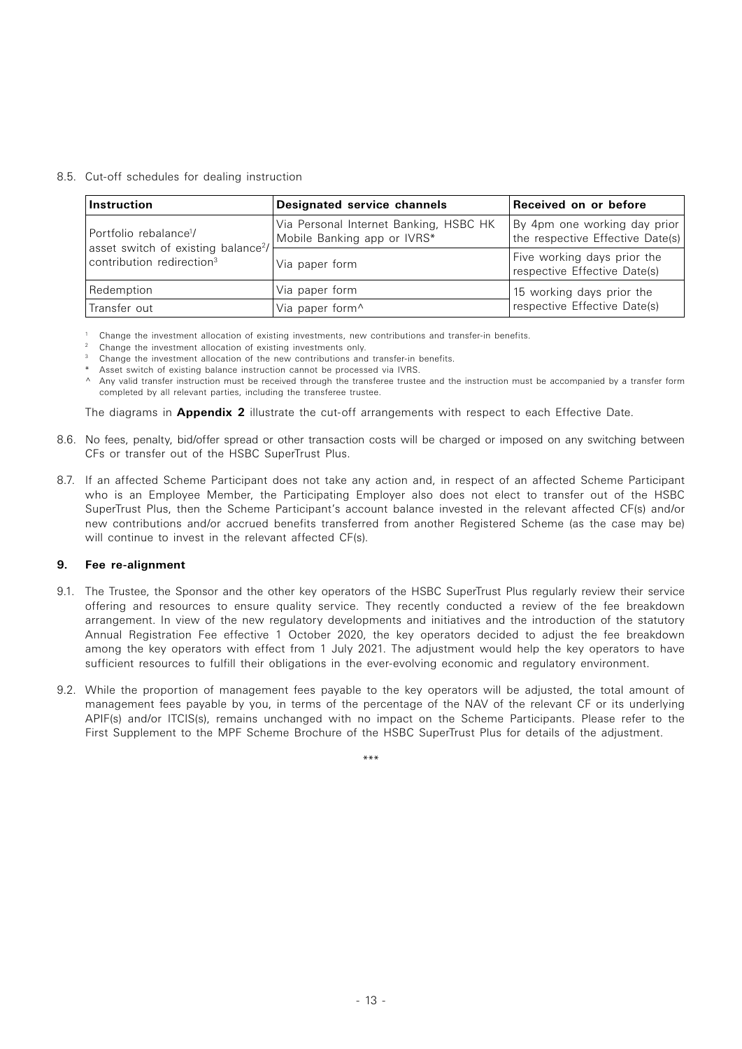8.5. Cut-off schedules for dealing instruction

| Instruction | Designated service channels | Received on or before |
|---|---|---|
| Portfolio rebalance[1]/ asset switch of existing balance[2]/ contribution redirection[3] | Via Personal Internet Banking, HSBC HK Mobile Banking app or IVRS* | By 4pm one working day prior the respective Effective Date(s) |
| | Via paper form | Five working days prior the respective Effective Date(s) |
| Redemption | Via paper form | 15 working days prior the respective Effective Date(s) |
| Transfer out | Via paper form^ | |

[1] Change the investment allocation of existing investments, new contributions and transfer-in benefits.
[2] Change the investment allocation of existing investments only.
[3] Change the investment allocation of the new contributions and transfer-in benefits.
* Asset switch of existing balance instruction cannot be processed via IVRS.
^ Any valid transfer instruction must be received through the transferee trustee and the instruction must be accompanied by a transfer form completed by all relevant parties, including the transferee trustee.

The diagrams in **Appendix 2** illustrate the cut-off arrangements with respect to each Effective Date.

8.6. No fees, penalty, bid/offer spread or other transaction costs will be charged or imposed on any switching between CFs or transfer out of the HSBC SuperTrust Plus.

8.7. If an affected Scheme Participant does not take any action and, in respect of an affected Scheme Participant who is an Employee Member, the Participating Employer also does not elect to transfer out of the HSBC SuperTrust Plus, then the Scheme Participant's account balance invested in the relevant affected CF(s) and/or new contributions and/or accrued benefits transferred from another Registered Scheme (as the case may be) will continue to invest in the relevant affected CF(s).

## 9. Fee re-alignment

9.1. The Trustee, the Sponsor and the other key operators of the HSBC SuperTrust Plus regularly review their service offering and resources to ensure quality service. They recently conducted a review of the fee breakdown arrangement. In view of the new regulatory developments and initiatives and the introduction of the statutory Annual Registration Fee effective 1 October 2020, the key operators decided to adjust the fee breakdown among the key operators with effect from 1 July 2021. The adjustment would help the key operators to have sufficient resources to fulfill their obligations in the ever-evolving economic and regulatory environment.

9.2. While the proportion of management fees payable to the key operators will be adjusted, the total amount of management fees payable by you, in terms of the percentage of the NAV of the relevant CF or its underlying APIF(s) and/or ITCIS(s), remains unchanged with no impact on the Scheme Participants. Please refer to the First Supplement to the MPF Scheme Brochure of the HSBC SuperTrust Plus for details of the adjustment.

***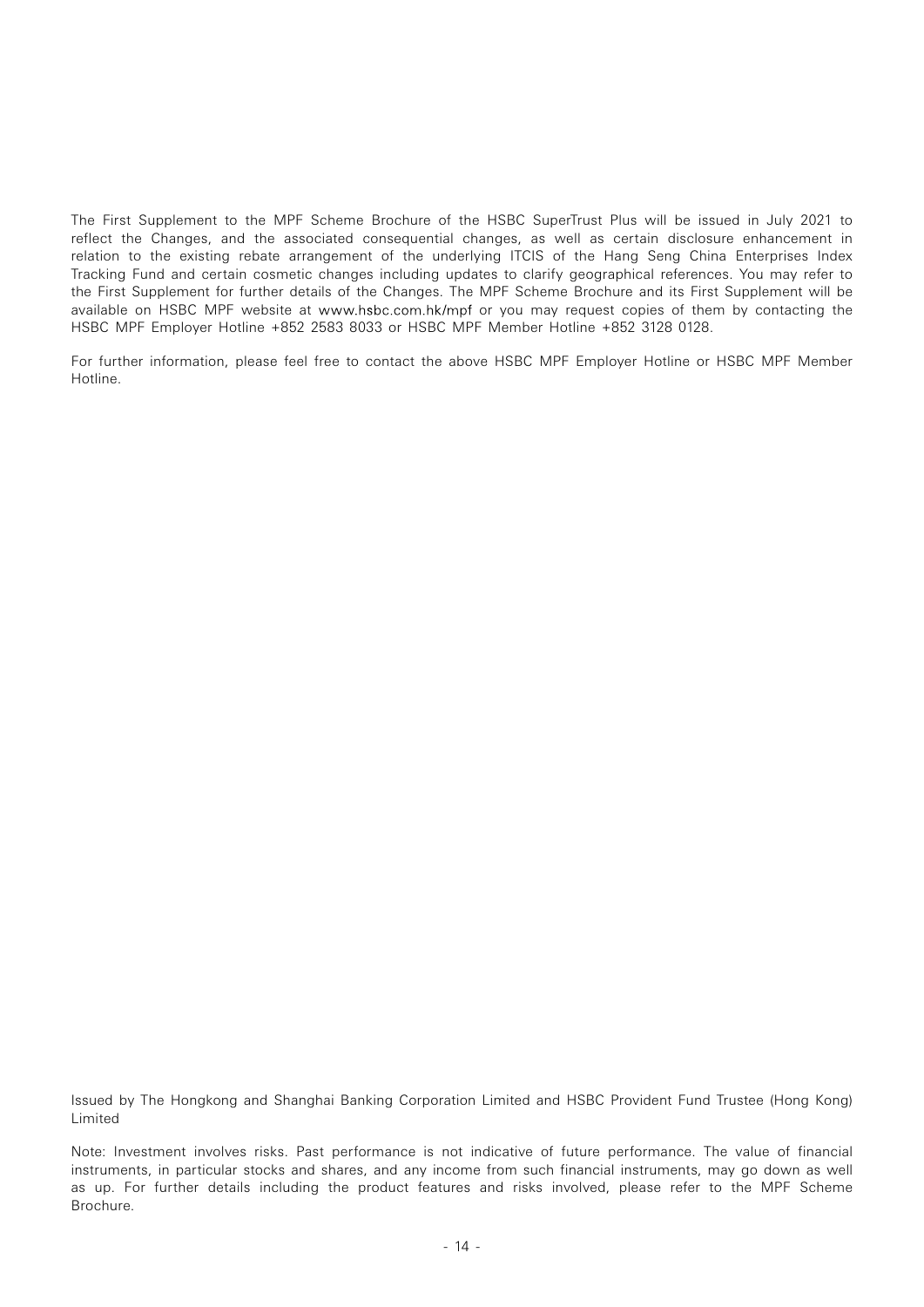The First Supplement to the MPF Scheme Brochure of the HSBC SuperTrust Plus will be issued in July 2021 to reflect the Changes, and the associated consequential changes, as well as certain disclosure enhancement in relation to the existing rebate arrangement of the underlying ITCIS of the Hang Seng China Enterprises Index Tracking Fund and certain cosmetic changes including updates to clarify geographical references. You may refer to the First Supplement for further details of the Changes. The MPF Scheme Brochure and its First Supplement will be available on HSBC MPF website at www.hsbc.com.hk/mpf or you may request copies of them by contacting the HSBC MPF Employer Hotline +852 2583 8033 or HSBC MPF Member Hotline +852 3128 0128.

For further information, please feel free to contact the above HSBC MPF Employer Hotline or HSBC MPF Member Hotline.

Issued by The Hongkong and Shanghai Banking Corporation Limited and HSBC Provident Fund Trustee (Hong Kong) Limited

Note: Investment involves risks. Past performance is not indicative of future performance. The value of financial instruments, in particular stocks and shares, and any income from such financial instruments, may go down as well as up. For further details including the product features and risks involved, please refer to the MPF Scheme Brochure.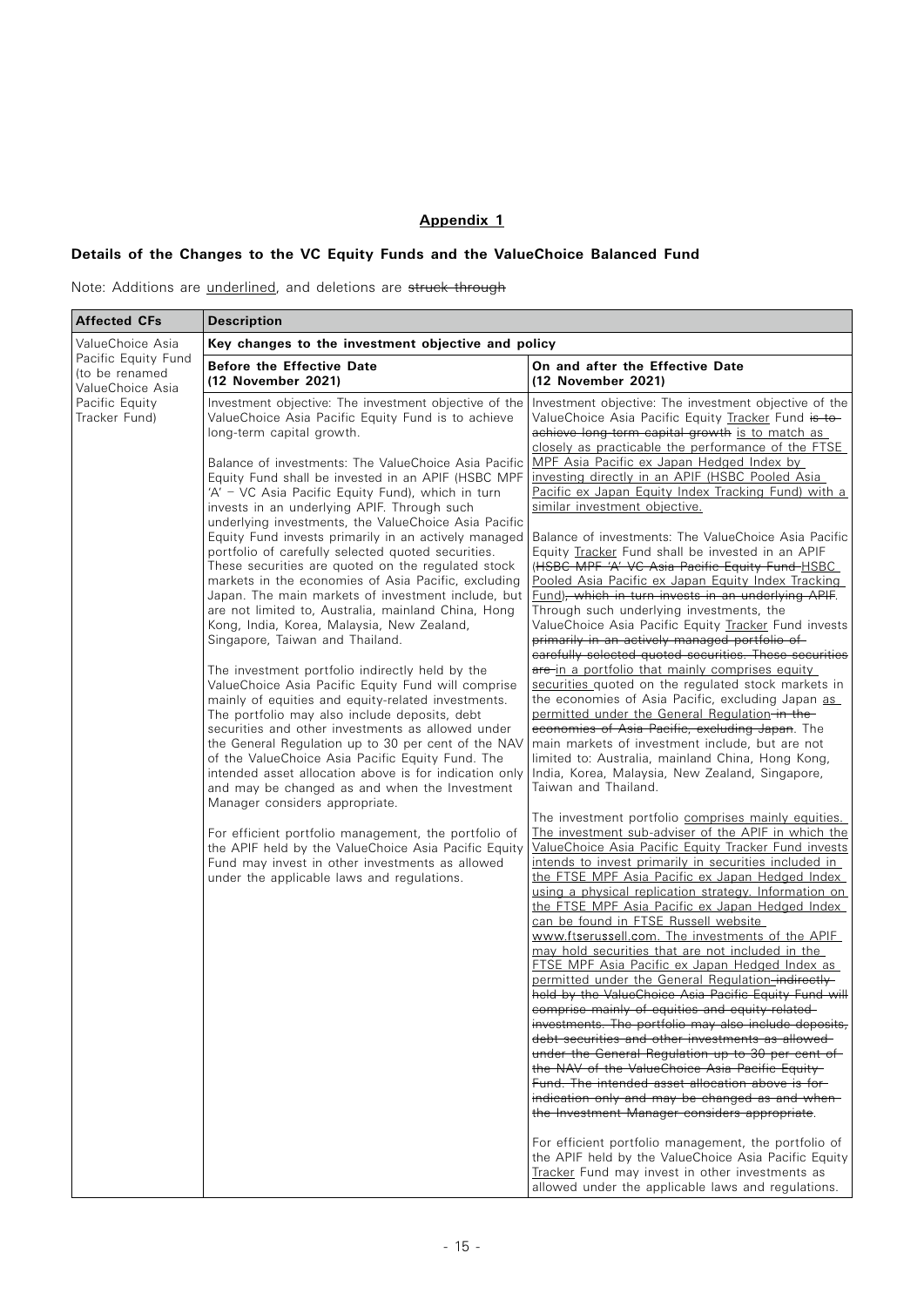## Appendix 1

### Details of the Changes to the VC Equity Funds and the ValueChoice Balanced Fund

Note: Additions are <u>underlined</u>, and deletions are ~~struck through~~

| Affected CFs | Description | |
|---|---|---|
| ValueChoice Asia Pacific Equity Fund (to be renamed ValueChoice Asia Pacific Equity Tracker Fund) | **Key changes to the investment objective and policy** | |
| | **Before the Effective Date (12 November 2021)** | **On and after the Effective Date (12 November 2021)** |
| | Investment objective: The investment objective of the ValueChoice Asia Pacific Equity Fund is to achieve long-term capital growth.<br><br>Balance of investments: The ValueChoice Asia Pacific Equity Fund shall be invested in an APIF (HSBC MPF 'A' – VC Asia Pacific Equity Fund), which in turn invests in an underlying APIF. Through such underlying investments, the ValueChoice Asia Pacific Equity Fund invests primarily in an actively managed portfolio of carefully selected quoted securities. These securities are quoted on the regulated stock markets in the economies of Asia Pacific, excluding Japan. The main markets of investment include, but are not limited to, Australia, mainland China, Hong Kong, India, Korea, Malaysia, New Zealand, Singapore, Taiwan and Thailand.<br><br>The investment portfolio indirectly held by the ValueChoice Asia Pacific Equity Fund will comprise mainly of equities and equity-related investments. The portfolio may also include deposits, debt securities and other investments as allowed under the General Regulation up to 30 per cent of the NAV of the ValueChoice Asia Pacific Equity Fund. The intended asset allocation above is for indication only and may be changed as and when the Investment Manager considers appropriate.<br><br>For efficient portfolio management, the portfolio of the APIF held by the ValueChoice Asia Pacific Equity Fund may invest in other investments as allowed under the applicable laws and regulations. | Investment objective: The investment objective of the ValueChoice Asia Pacific Equity <u>Tracker</u> Fund ~~is to achieve long-term capital growth~~ <u>is to match as closely as practicable the performance of the FTSE MPF Asia Pacific ex Japan Hedged Index by investing directly in an APIF (HSBC Pooled Asia Pacific ex Japan Equity Index Tracking Fund) with a similar investment objective.</u><br><br>Balance of investments: The ValueChoice Asia Pacific Equity <u>Tracker</u> Fund shall be invested in an APIF (~~HSBC MPF 'A' VC Asia Pacific Equity Fund~~ <u>HSBC Pooled Asia Pacific ex Japan Equity Index Tracking Fund</u>)~~, which in turn invests in an underlying APIF~~. Through such underlying investments, the ValueChoice Asia Pacific Equity <u>Tracker</u> Fund invests ~~primarily in an actively managed portfolio of carefully selected quoted securities. These securities are~~ <u>in a portfolio that mainly comprises equity securities</u> quoted on the regulated stock markets in the economies of Asia Pacific, excluding Japan <u>as permitted under the General Regulation</u> ~~in the economies of Asia Pacific, excluding Japan~~. The main markets of investment include, but are not limited to: Australia, mainland China, Hong Kong, India, Korea, Malaysia, New Zealand, Singapore, Taiwan and Thailand.<br><br>The investment portfolio <u>comprises mainly equities. The investment sub-adviser of the APIF in which the ValueChoice Asia Pacific Equity Tracker Fund invests intends to invest primarily in securities included in the FTSE MPF Asia Pacific ex Japan Hedged Index using a physical replication strategy. Information on the FTSE MPF Asia Pacific ex Japan Hedged Index can be found in FTSE Russell website www.ftserussell.com. The investments of the APIF may hold securities that are not included in the FTSE MPF Asia Pacific ex Japan Hedged Index as permitted under the General Regulation</u> ~~indirectly held by the ValueChoice Asia Pacific Equity Fund will comprise mainly of equities and equity-related investments. The portfolio may also include deposits, debt securities and other investments as allowed under the General Regulation up to 30 per cent of the NAV of the ValueChoice Asia Pacific Equity Fund. The intended asset allocation above is for indication only and may be changed as and when the Investment Manager considers appropriate~~.<br><br>For efficient portfolio management, the portfolio of the APIF held by the ValueChoice Asia Pacific Equity <u>Tracker</u> Fund may invest in other investments as allowed under the applicable laws and regulations. |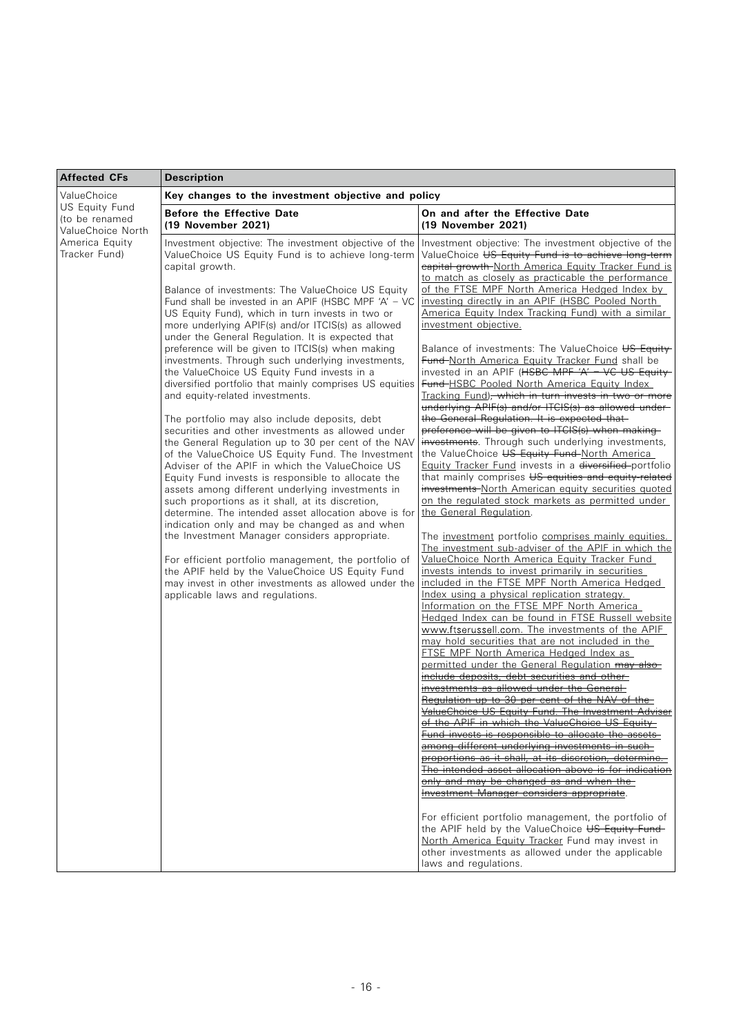| Affected CFs | Description | |
|---|---|---|
| ValueChoice US Equity Fund (to be renamed ValueChoice North America Equity Tracker Fund) | **Key changes to the investment objective and policy** | |
| | **Before the Effective Date (19 November 2021)** | **On and after the Effective Date (19 November 2021)** |
| | Investment objective: The investment objective of the ValueChoice US Equity Fund is to achieve long-term capital growth.<br><br>Balance of investments: The ValueChoice US Equity Fund shall be invested in an APIF (HSBC MPF 'A' – VC US Equity Fund), which in turn invests in two or more underlying APIF(s) and/or ITCIS(s) as allowed under the General Regulation. It is expected that preference will be given to ITCIS(s) when making investments. Through such underlying investments, the ValueChoice US Equity Fund invests in a diversified portfolio that mainly comprises US equities and equity-related investments.<br><br>The portfolio may also include deposits, debt securities and other investments as allowed under the General Regulation up to 30 per cent of the NAV of the ValueChoice US Equity Fund. The Investment Adviser of the APIF in which the ValueChoice US Equity Fund invests is responsible to allocate the assets among different underlying investments in such proportions as it shall, at its discretion, determine. The intended asset allocation above is for indication only and may be changed as and when the Investment Manager considers appropriate.<br><br>For efficient portfolio management, the portfolio of the APIF held by the ValueChoice US Equity Fund may invest in other investments as allowed under the applicable laws and regulations. | Investment objective: The investment objective of the ValueChoice ~~US Equity Fund is to achieve long-term capital growth~~ <u>North America Equity Tracker Fund is to match as closely as practicable the performance of the FTSE MPF North America Hedged Index by investing directly in an APIF (HSBC Pooled North America Equity Index Tracking Fund) with a similar investment objective.</u><br><br>Balance of investments: The ValueChoice ~~US Equity Fund~~ <u>North America Equity Tracker Fund</u> shall be invested in an APIF (~~HSBC MPF 'A' – VC US Equity Fund~~ <u>HSBC Pooled North America Equity Index Tracking Fund</u>)~~, which in turn invests in two or more underlying APIF(s) and/or ITCIS(s) as allowed under the General Regulation. It is expected that preference will be given to ITCIS(s) when making investments~~. Through such underlying investments, the ValueChoice ~~US Equity Fund~~ <u>North America Equity Tracker Fund</u> invests in a ~~diversified~~ portfolio that mainly comprises ~~US equities and equity-related investments~~ <u>North American equity securities quoted on the regulated stock markets as permitted under the General Regulation</u>.<br><br>The <u>investment</u> portfolio <u>comprises mainly equities. The investment sub-adviser of the APIF in which the ValueChoice North America Equity Tracker Fund invests intends to invest primarily in securities included in the FTSE MPF North America Hedged Index using a physical replication strategy. Information on the FTSE MPF North America Hedged Index can be found in FTSE Russell website www.ftserussell.com. The investments of the APIF may hold securities that are not included in the FTSE MPF North America Hedged Index as permitted under the General Regulation</u> ~~may also include deposits, debt securities and other investments as allowed under the General Regulation up to 30 per cent of the NAV of the ValueChoice US Equity Fund. The Investment Adviser of the APIF in which the ValueChoice US Equity Fund invests is responsible to allocate the assets among different underlying investments in such proportions as it shall, at its discretion, determine. The intended asset allocation above is for indication only and may be changed as and when the Investment Manager considers appropriate~~.<br><br>For efficient portfolio management, the portfolio of the APIF held by the ValueChoice ~~US Equity Fund~~ <u>North America Equity Tracker</u> Fund may invest in other investments as allowed under the applicable laws and regulations. |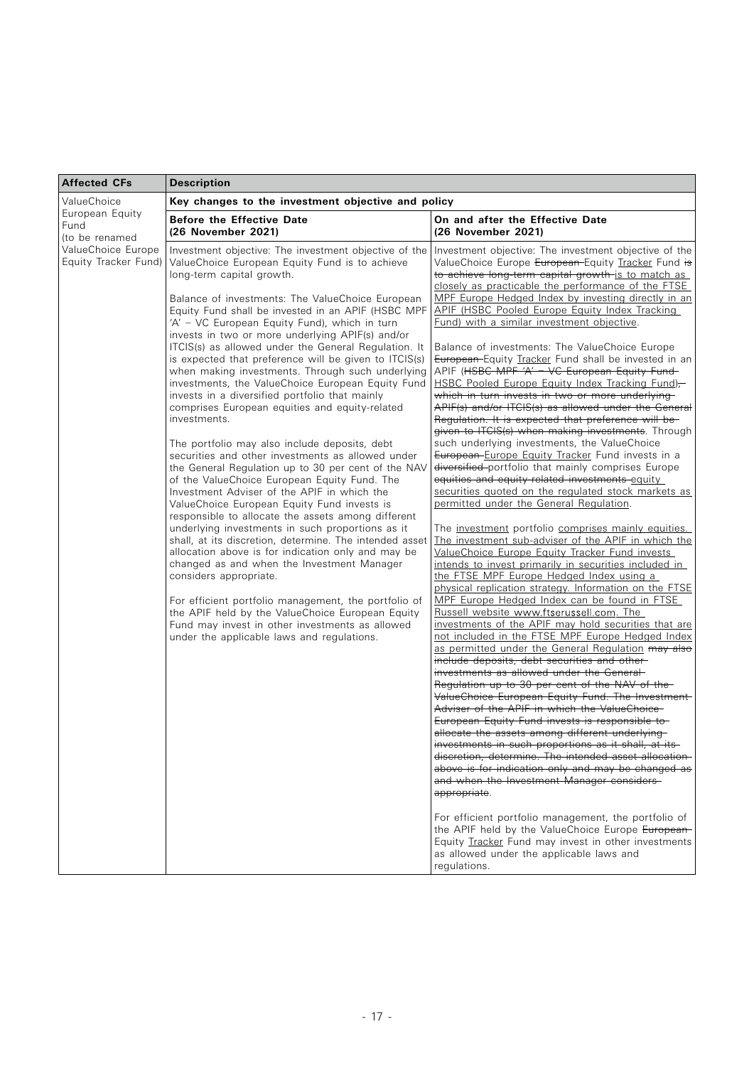| Affected CFs | Description | |
|---|---|---|
| ValueChoice European Equity Fund (to be renamed ValueChoice Europe Equity Tracker Fund) | **Key changes to the investment objective and policy** | |
| | **Before the Effective Date (26 November 2021)** | **On and after the Effective Date (26 November 2021)** |
| | Investment objective: The investment objective of the ValueChoice European Equity Fund is to achieve long-term capital growth.<br><br>Balance of investments: The ValueChoice European Equity Fund shall be invested in an APIF (HSBC MPF 'A' – VC European Equity Fund), which in turn invests in two or more underlying APIF(s) and/or ITCIS(s) as allowed under the General Regulation. It is expected that preference will be given to ITCIS(s) when making investments. Through such underlying investments, the ValueChoice European Equity Fund invests in a diversified portfolio that mainly comprises European equities and equity-related investments.<br><br>The portfolio may also include deposits, debt securities and other investments as allowed under the General Regulation up to 30 per cent of the NAV of the ValueChoice European Equity Fund. The Investment Adviser of the APIF in which the ValueChoice European Equity Fund invests is responsible to allocate the assets among different underlying investments in such proportions as it shall, at its discretion, determine. The intended asset allocation above is for indication only and may be changed as and when the Investment Manager considers appropriate.<br><br>For efficient portfolio management, the portfolio of the APIF held by the ValueChoice European Equity Fund may invest in other investments as allowed under the applicable laws and regulations. | Investment objective: The investment objective of the ValueChoice Europe ~~European~~ Equity <u>Tracker</u> Fund ~~is to achieve long-term capital growth~~ <u>is to match as closely as practicable the performance of the FTSE MPF Europe Hedged Index by investing directly in an APIF (HSBC Pooled Europe Equity Index Tracking Fund) with a similar investment objective</u>.<br><br>Balance of investments: The ValueChoice Europe ~~European~~ Equity <u>Tracker</u> Fund shall be invested in an APIF (~~HSBC MPF 'A' – VC European Equity Fund~~ <u>HSBC Pooled Europe Equity Index Tracking Fund)</u>~~, which in turn invests in two or more underlying APIF(s) and/or ITCIS(s) as allowed under the General Regulation. It is expected that preference will be given to ITCIS(s) when making investments~~. Through such underlying investments, the ValueChoice ~~European~~ <u>Europe Equity Tracker</u> Fund invests in a ~~diversified~~ portfolio that mainly comprises Europe ~~equities and equity-related investments~~ <u>equity securities quoted on the regulated stock markets as permitted under the General Regulation</u>.<br><br>The <u>investment</u> portfolio <u>comprises mainly equities. The investment sub-adviser of the APIF in which the ValueChoice Europe Equity Tracker Fund invests intends to invest primarily in securities included in the FTSE MPF Europe Hedged Index using a physical replication strategy. Information on the FTSE MPF Europe Hedged Index can be found in FTSE Russell website www.ftserussell.com. The investments of the APIF may hold securities that are not included in the FTSE MPF Europe Hedged Index as permitted under the General Regulation</u> ~~may also include deposits, debt securities and other investments as allowed under the General Regulation up to 30 per cent of the NAV of the ValueChoice European Equity Fund. The Investment Adviser of the APIF in which the ValueChoice European Equity Fund invests is responsible to allocate the assets among different underlying investments in such proportions as it shall, at its discretion, determine. The intended asset allocation above is for indication only and may be changed as and when the Investment Manager considers appropriate~~.<br><br>For efficient portfolio management, the portfolio of the APIF held by the ValueChoice Europe ~~European~~ Equity <u>Tracker</u> Fund may invest in other investments as allowed under the applicable laws and regulations. |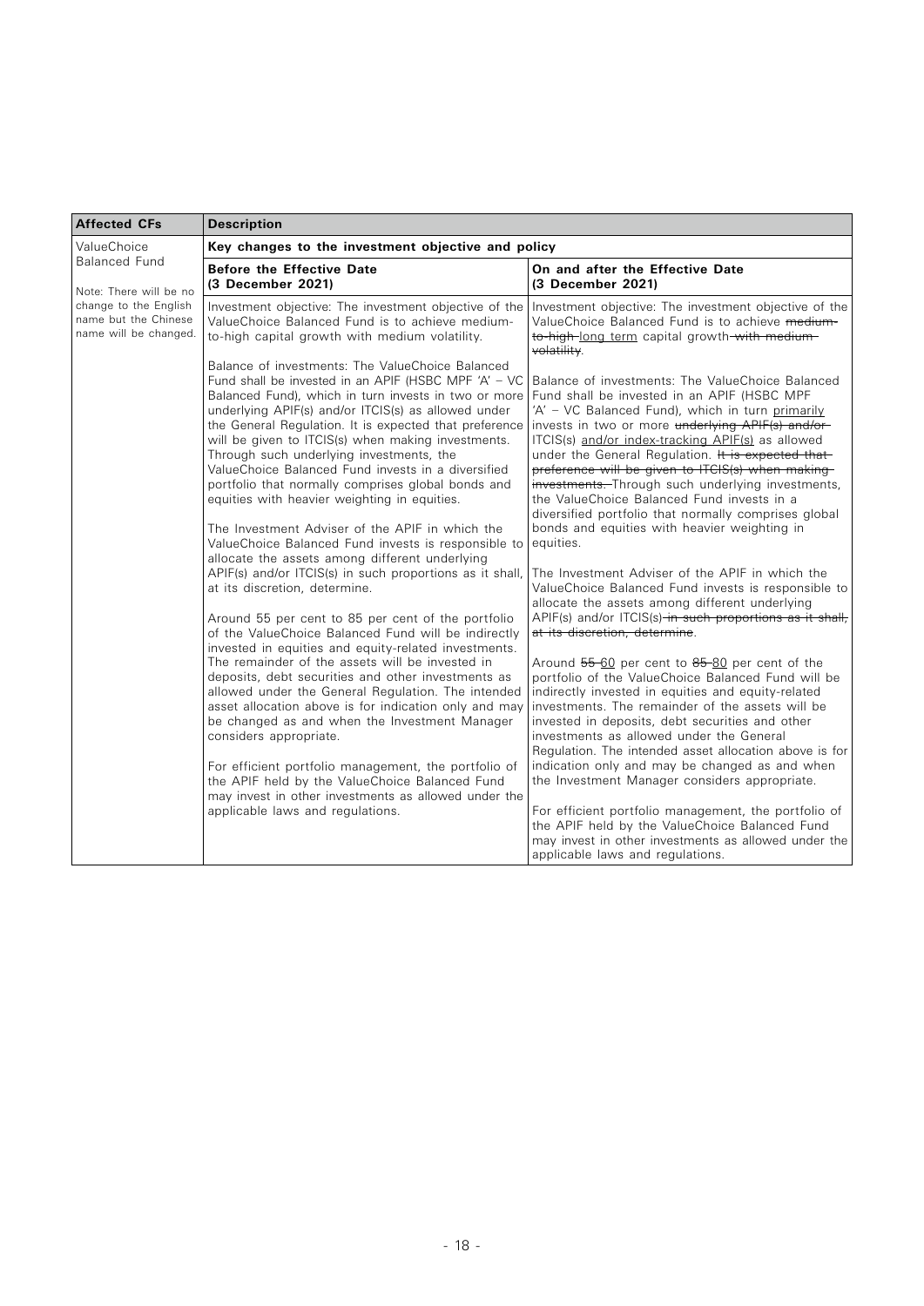| Affected CFs | Description | |
|---|---|---|
| ValueChoice Balanced Fund<br><br>Note: There will be no change to the English name but the Chinese name will be changed. | **Key changes to the investment objective and policy** | |
| | **Before the Effective Date (3 December 2021)** | **On and after the Effective Date (3 December 2021)** |
| | Investment objective: The investment objective of the ValueChoice Balanced Fund is to achieve medium-to-high capital growth with medium volatility.<br><br>Balance of investments: The ValueChoice Balanced Fund shall be invested in an APIF (HSBC MPF 'A' – VC Balanced Fund), which in turn invests in two or more underlying APIF(s) and/or ITCIS(s) as allowed under the General Regulation. It is expected that preference will be given to ITCIS(s) when making investments. Through such underlying investments, the ValueChoice Balanced Fund invests in a diversified portfolio that normally comprises global bonds and equities with heavier weighting in equities.<br><br>The Investment Adviser of the APIF in which the ValueChoice Balanced Fund invests is responsible to allocate the assets among different underlying APIF(s) and/or ITCIS(s) in such proportions as it shall, at its discretion, determine.<br><br>Around 55 per cent to 85 per cent of the portfolio of the ValueChoice Balanced Fund will be indirectly invested in equities and equity-related investments. The remainder of the assets will be invested in deposits, debt securities and other investments as allowed under the General Regulation. The intended asset allocation above is for indication only and may be changed as and when the Investment Manager considers appropriate.<br><br>For efficient portfolio management, the portfolio of the APIF held by the ValueChoice Balanced Fund may invest in other investments as allowed under the applicable laws and regulations. | Investment objective: The investment objective of the ValueChoice Balanced Fund is to achieve ~~medium-to-high~~ <u>long term</u> capital growth ~~with medium volatility~~.<br><br>Balance of investments: The ValueChoice Balanced Fund shall be invested in an APIF (HSBC MPF 'A' – VC Balanced Fund), which in turn <u>primarily</u> invests in two or more ~~underlying APIF(s) and/or~~ ITCIS(s) <u>and/or index-tracking APIF(s)</u> as allowed under the General Regulation. ~~It is expected that preference will be given to ITCIS(s) when making investments.~~ Through such underlying investments, the ValueChoice Balanced Fund invests in a diversified portfolio that normally comprises global bonds and equities with heavier weighting in equities.<br><br>The Investment Adviser of the APIF in which the ValueChoice Balanced Fund invests is responsible to allocate the assets among different underlying APIF(s) and/or ITCIS(s) ~~in such proportions as it shall, at its discretion, determine~~.<br><br>Around ~~55~~ <u>60</u> per cent to ~~85~~ <u>80</u> per cent of the portfolio of the ValueChoice Balanced Fund will be indirectly invested in equities and equity-related investments. The remainder of the assets will be invested in deposits, debt securities and other investments as allowed under the General Regulation. The intended asset allocation above is for indication only and may be changed as and when the Investment Manager considers appropriate.<br><br>For efficient portfolio management, the portfolio of the APIF held by the ValueChoice Balanced Fund may invest in other investments as allowed under the applicable laws and regulations. |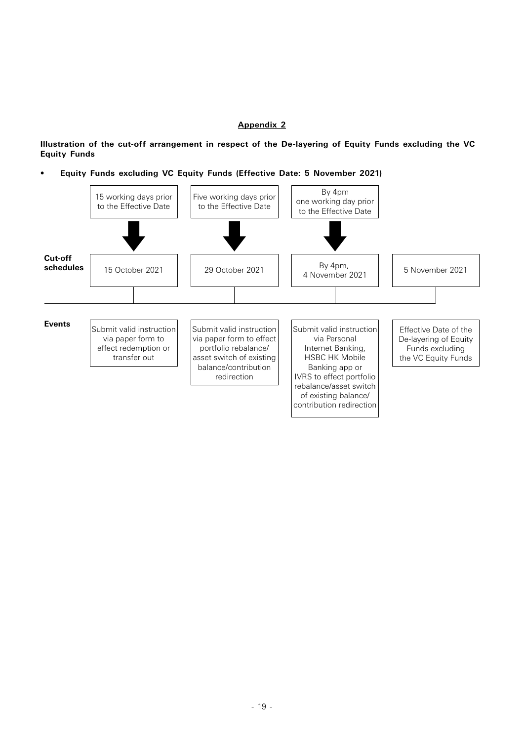## Appendix 2

**Illustration of the cut-off arrangement in respect of the De-layering of Equity Funds excluding the VC Equity Funds**

- **Equity Funds excluding VC Equity Funds (Effective Date: 5 November 2021)**

| | 15 working days prior to the Effective Date | Five working days prior to the Effective Date | By 4pm one working day prior to the Effective Date | |
|---|---|---|---|---|
| **Cut-off schedules** | 15 October 2021 | 29 October 2021 | By 4pm, 4 November 2021 | 5 November 2021 |
| **Events** | Submit valid instruction via paper form to effect redemption or transfer out | Submit valid instruction via paper form to effect portfolio rebalance/ asset switch of existing balance/contribution redirection | Submit valid instruction via Personal Internet Banking, HSBC HK Mobile Banking app or IVRS to effect portfolio rebalance/asset switch of existing balance/ contribution redirection | Effective Date of the De-layering of Equity Funds excluding the VC Equity Funds |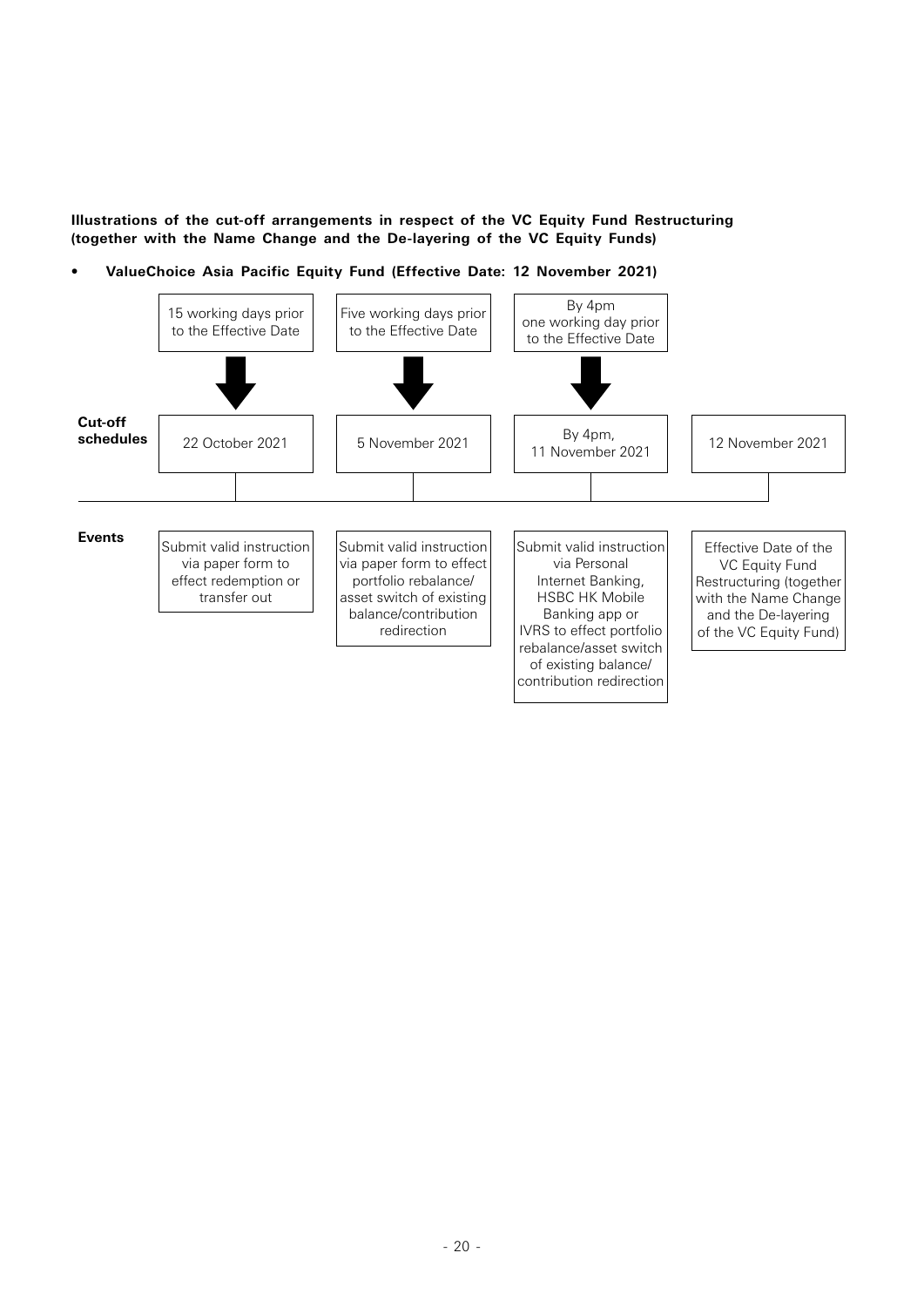**Illustrations of the cut-off arrangements in respect of the VC Equity Fund Restructuring (together with the Name Change and the De-layering of the VC Equity Funds)**

- **ValueChoice Asia Pacific Equity Fund (Effective Date: 12 November 2021)**

| | 15 working days prior to the Effective Date | Five working days prior to the Effective Date | By 4pm one working day prior to the Effective Date | |
|---|---|---|---|---|
| **Cut-off schedules** | 22 October 2021 | 5 November 2021 | By 4pm, 11 November 2021 | 12 November 2021 |
| **Events** | Submit valid instruction via paper form to effect redemption or transfer out | Submit valid instruction via paper form to effect portfolio rebalance/ asset switch of existing balance/contribution redirection | Submit valid instruction via Personal Internet Banking, HSBC HK Mobile Banking app or IVRS to effect portfolio rebalance/asset switch of existing balance/ contribution redirection | Effective Date of the VC Equity Fund Restructuring (together with the Name Change and the De-layering of the VC Equity Fund) |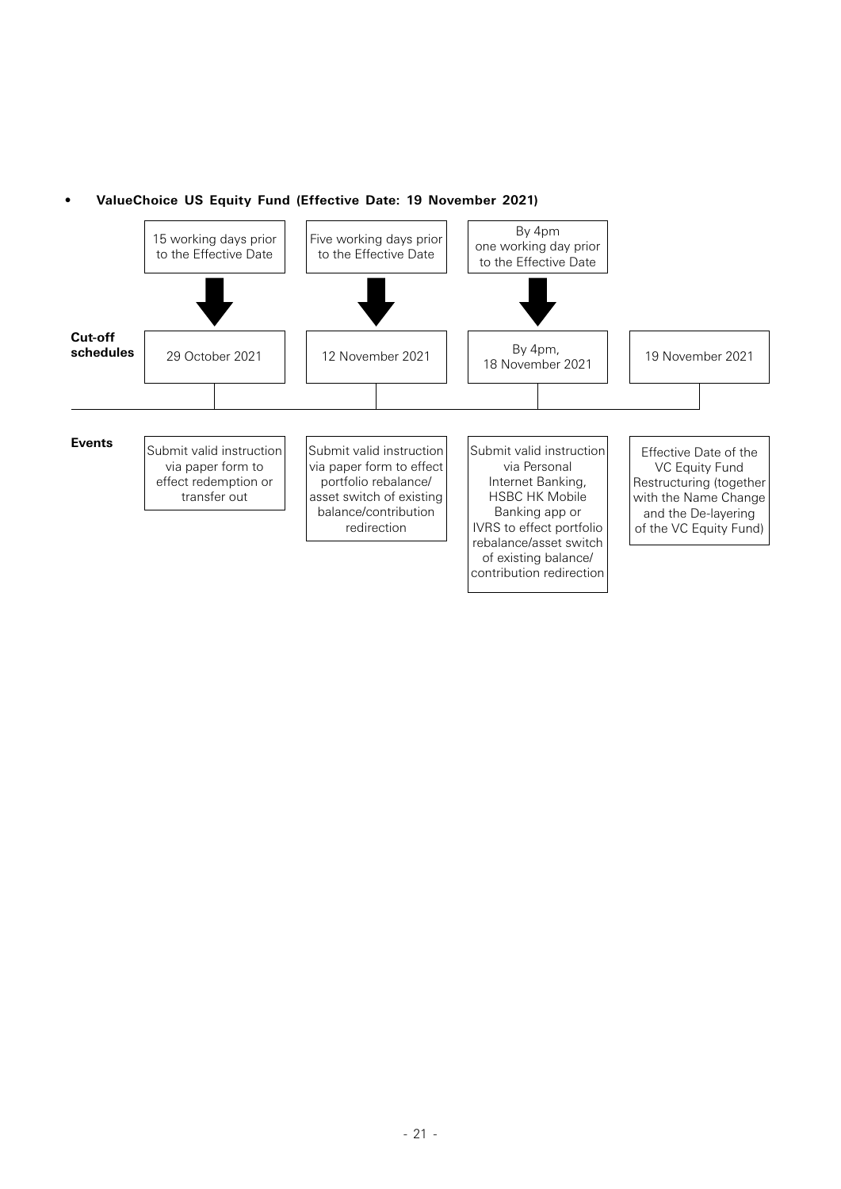- **ValueChoice US Equity Fund (Effective Date: 19 November 2021)**

| | | | | |
|---|---|---|---|---|
| | 15 working days prior to the Effective Date | Five working days prior to the Effective Date | By 4pm one working day prior to the Effective Date | |
| **Cut-off schedules** | 29 October 2021 | 12 November 2021 | By 4pm, 18 November 2021 | 19 November 2021 |
| **Events** | Submit valid instruction via paper form to effect redemption or transfer out | Submit valid instruction via paper form to effect portfolio rebalance/ asset switch of existing balance/contribution redirection | Submit valid instruction via Personal Internet Banking, HSBC HK Mobile Banking app or IVRS to effect portfolio rebalance/asset switch of existing balance/ contribution redirection | Effective Date of the VC Equity Fund Restructuring (together with the Name Change and the De-layering of the VC Equity Fund) |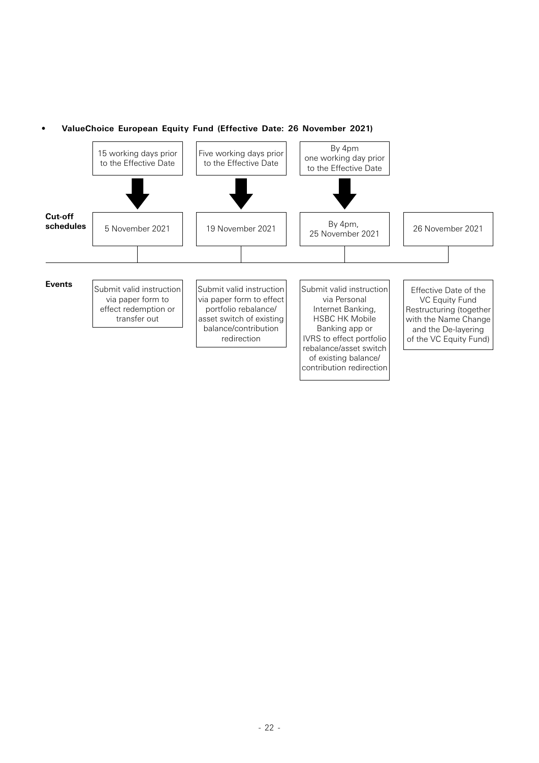- **ValueChoice European Equity Fund (Effective Date: 26 November 2021)**

| | 15 working days prior to the Effective Date | Five working days prior to the Effective Date | By 4pm one working day prior to the Effective Date | |
|---|---|---|---|---|
| **Cut-off schedules** | 5 November 2021 | 19 November 2021 | By 4pm, 25 November 2021 | 26 November 2021 |
| **Events** | Submit valid instruction via paper form to effect redemption or transfer out | Submit valid instruction via paper form to effect portfolio rebalance/ asset switch of existing balance/contribution redirection | Submit valid instruction via Personal Internet Banking, HSBC HK Mobile Banking app or IVRS to effect portfolio rebalance/asset switch of existing balance/ contribution redirection | Effective Date of the VC Equity Fund Restructuring (together with the Name Change and the De-layering of the VC Equity Fund) |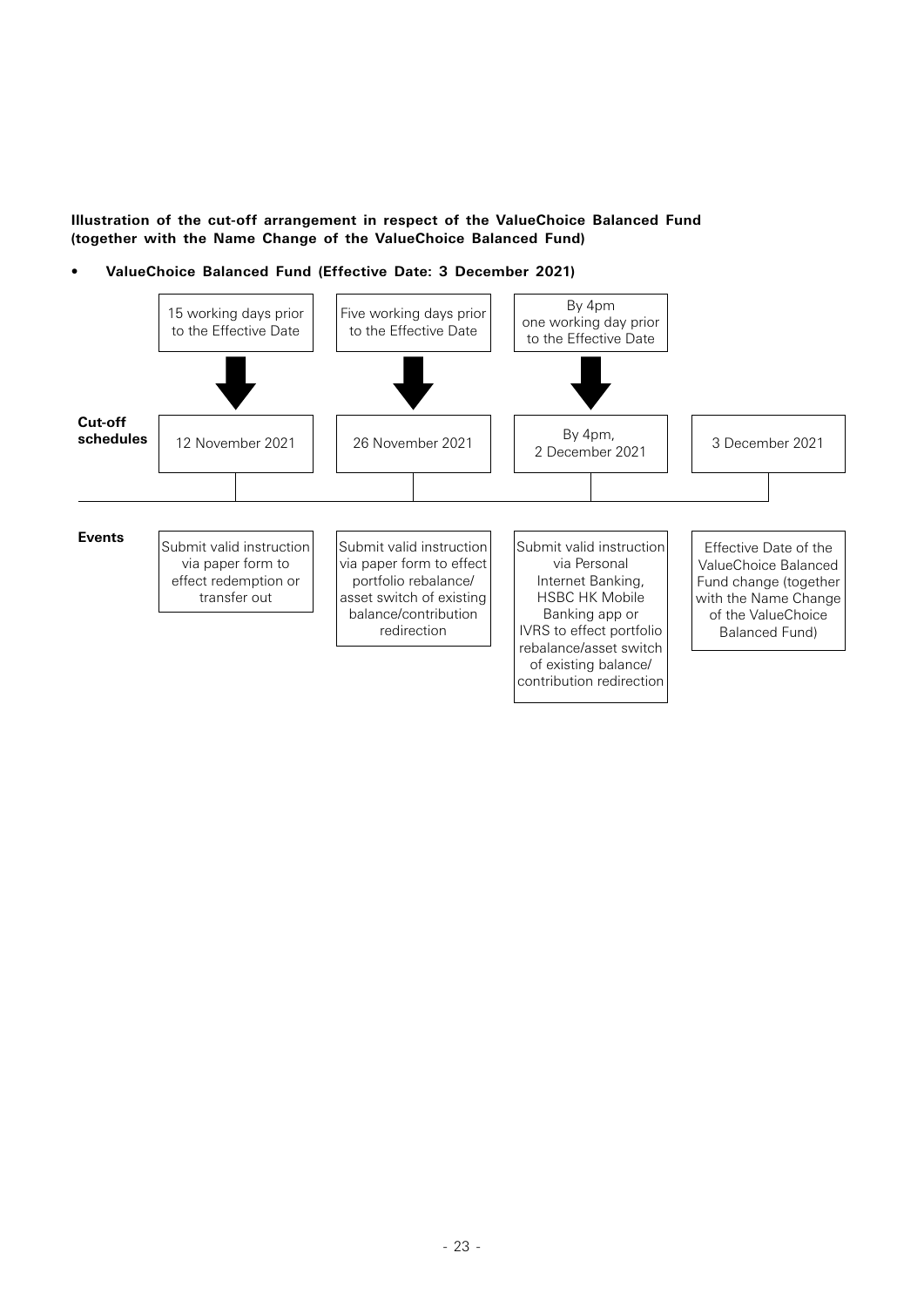**Illustration of the cut-off arrangement in respect of the ValueChoice Balanced Fund (together with the Name Change of the ValueChoice Balanced Fund)**

- **ValueChoice Balanced Fund (Effective Date: 3 December 2021)**

15 working days prior to the Effective Date

Five working days prior to the Effective Date

By 4pm one working day prior to the Effective Date

**Cut-off schedules**

12 November 2021

26 November 2021

By 4pm, 2 December 2021

3 December 2021

**Events**

Submit valid instruction via paper form to effect redemption or transfer out

Submit valid instruction via paper form to effect portfolio rebalance/ asset switch of existing balance/contribution redirection

Submit valid instruction via Personal Internet Banking, HSBC HK Mobile Banking app or IVRS to effect portfolio rebalance/asset switch of existing balance/ contribution redirection

Effective Date of the ValueChoice Balanced Fund change (together with the Name Change of the ValueChoice Balanced Fund)